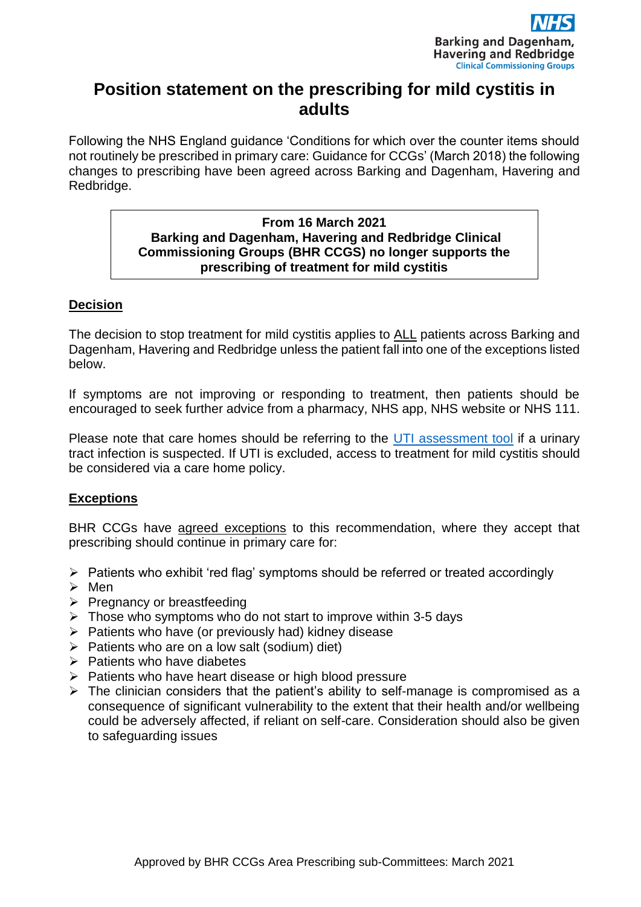Barking and Dagenham, Havering and Redbridge
Clinical Commissioning Groups

# Position statement on the prescribing for mild cystitis in adults

Following the NHS England guidance 'Conditions for which over the counter items should not routinely be prescribed in primary care: Guidance for CCGs' (March 2018) the following changes to prescribing have been agreed across Barking and Dagenham, Havering and Redbridge.

> **From 16 March 2021**
> **Barking and Dagenham, Havering and Redbridge Clinical Commissioning Groups (BHR CCGS) no longer supports the prescribing of treatment for mild cystitis**

## Decision

The decision to stop treatment for mild cystitis applies to ALL patients across Barking and Dagenham, Havering and Redbridge unless the patient fall into one of the exceptions listed below.

If symptoms are not improving or responding to treatment, then patients should be encouraged to seek further advice from a pharmacy, NHS app, NHS website or NHS 111.

Please note that care homes should be referring to the UTI assessment tool if a urinary tract infection is suspected. If UTI is excluded, access to treatment for mild cystitis should be considered via a care home policy.

## Exceptions

BHR CCGs have agreed exceptions to this recommendation, where they accept that prescribing should continue in primary care for:

- Patients who exhibit 'red flag' symptoms should be referred or treated accordingly
- Men
- Pregnancy or breastfeeding
- Those who symptoms who do not start to improve within 3-5 days
- Patients who have (or previously had) kidney disease
- Patients who are on a low salt (sodium) diet)
- Patients who have diabetes
- Patients who have heart disease or high blood pressure
- The clinician considers that the patient's ability to self-manage is compromised as a consequence of significant vulnerability to the extent that their health and/or wellbeing could be adversely affected, if reliant on self-care. Consideration should also be given to safeguarding issues

Approved by BHR CCGs Area Prescribing sub-Committees: March 2021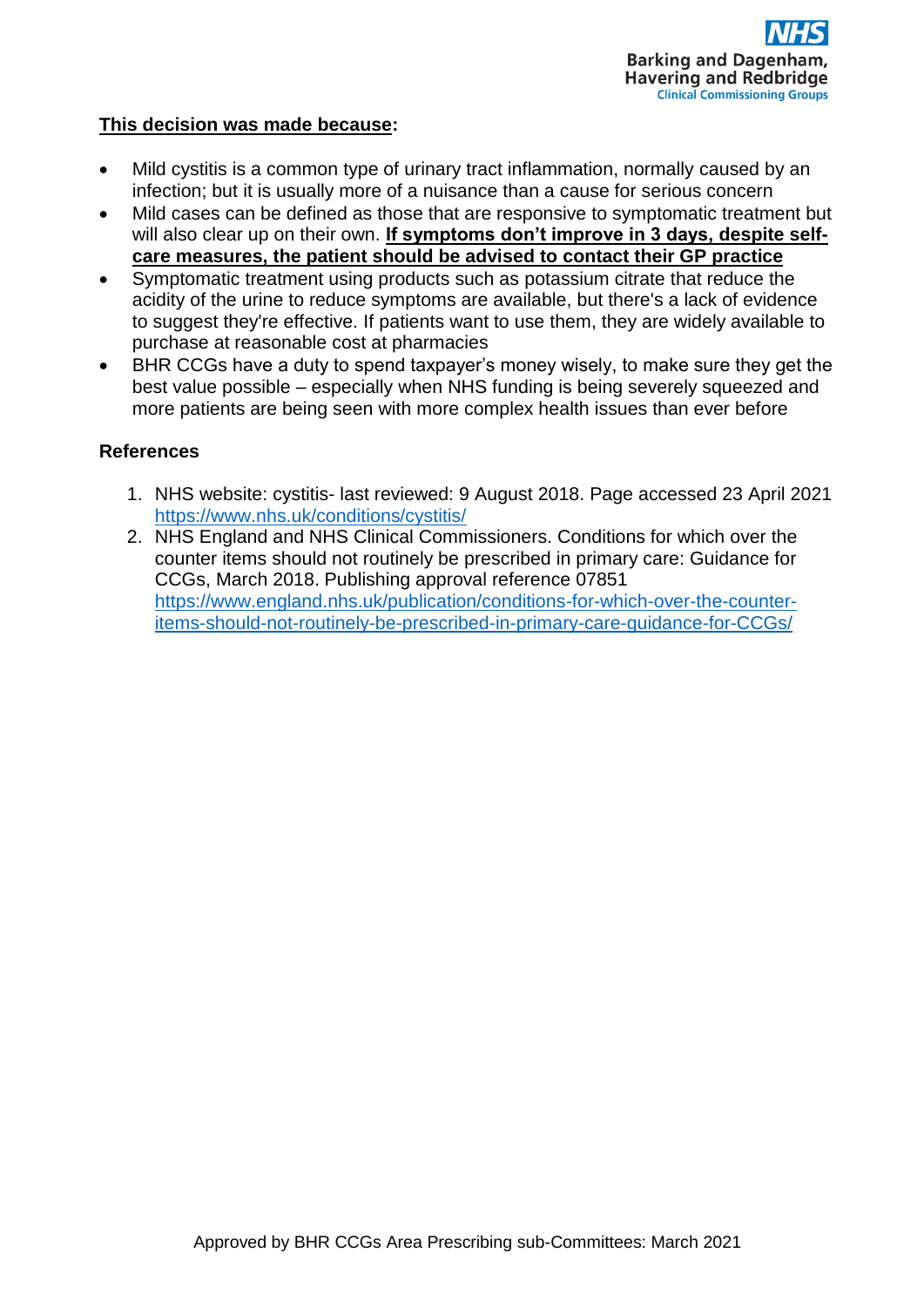**<u>This decision was made because</u>:**

- Mild cystitis is a common type of urinary tract inflammation, normally caused by an infection; but it is usually more of a nuisance than a cause for serious concern
- Mild cases can be defined as those that are responsive to symptomatic treatment but will also clear up on their own. **<u>If symptoms don't improve in 3 days, despite self-care measures, the patient should be advised to contact their GP practice</u>**
- Symptomatic treatment using products such as potassium citrate that reduce the acidity of the urine to reduce symptoms are available, but there's a lack of evidence to suggest they're effective. If patients want to use them, they are widely available to purchase at reasonable cost at pharmacies
- BHR CCGs have a duty to spend taxpayer's money wisely, to make sure they get the best value possible – especially when NHS funding is being severely squeezed and more patients are being seen with more complex health issues than ever before

**References**

1. NHS website: cystitis- last reviewed: 9 August 2018. Page accessed 23 April 2021 https://www.nhs.uk/conditions/cystitis/
2. NHS England and NHS Clinical Commissioners. Conditions for which over the counter items should not routinely be prescribed in primary care: Guidance for CCGs, March 2018. Publishing approval reference 07851 https://www.england.nhs.uk/publication/conditions-for-which-over-the-counter-items-should-not-routinely-be-prescribed-in-primary-care-guidance-for-CCGs/

Approved by BHR CCGs Area Prescribing sub-Committees: March 2021